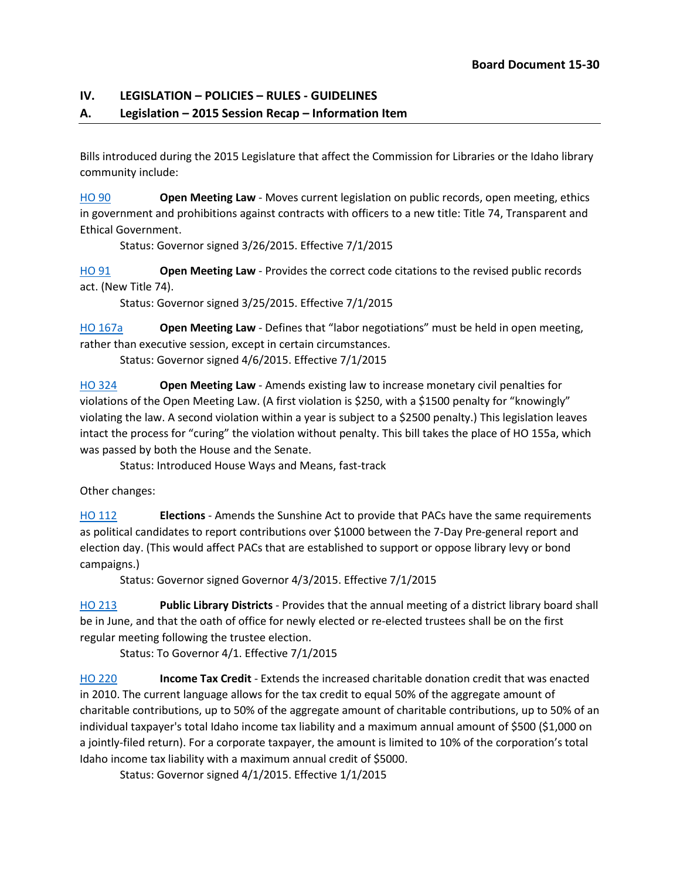**Board Document 15-30**

## IV. LEGISLATION – POLICIES – RULES - GUIDELINES

### A. Legislation – 2015 Session Recap – Information Item

Bills introduced during the 2015 Legislature that affect the Commission for Libraries or the Idaho library community include:

HO 90 **Open Meeting Law** - Moves current legislation on public records, open meeting, ethics in government and prohibitions against contracts with officers to a new title: Title 74, Transparent and Ethical Government.

Status: Governor signed 3/26/2015. Effective 7/1/2015

HO 91 **Open Meeting Law** - Provides the correct code citations to the revised public records act. (New Title 74).

Status: Governor signed 3/25/2015. Effective 7/1/2015

HO 167a **Open Meeting Law** - Defines that "labor negotiations" must be held in open meeting, rather than executive session, except in certain circumstances.

Status: Governor signed 4/6/2015. Effective 7/1/2015

HO 324 **Open Meeting Law** - Amends existing law to increase monetary civil penalties for violations of the Open Meeting Law. (A first violation is $250, with a $1500 penalty for "knowingly" violating the law. A second violation within a year is subject to a $2500 penalty.) This legislation leaves intact the process for "curing" the violation without penalty. This bill takes the place of HO 155a, which was passed by both the House and the Senate.

Status: Introduced House Ways and Means, fast-track

Other changes:

HO 112 **Elections** - Amends the Sunshine Act to provide that PACs have the same requirements as political candidates to report contributions over $1000 between the 7-Day Pre-general report and election day. (This would affect PACs that are established to support or oppose library levy or bond campaigns.)

Status: Governor signed Governor 4/3/2015. Effective 7/1/2015

HO 213 **Public Library Districts** - Provides that the annual meeting of a district library board shall be in June, and that the oath of office for newly elected or re-elected trustees shall be on the first regular meeting following the trustee election.

Status: To Governor 4/1. Effective 7/1/2015

HO 220 **Income Tax Credit** - Extends the increased charitable donation credit that was enacted in 2010. The current language allows for the tax credit to equal 50% of the aggregate amount of charitable contributions, up to 50% of the aggregate amount of charitable contributions, up to 50% of an individual taxpayer's total Idaho income tax liability and a maximum annual amount of $500 ($1,000 on a jointly-filed return). For a corporate taxpayer, the amount is limited to 10% of the corporation's total Idaho income tax liability with a maximum annual credit of $5000.

Status: Governor signed 4/1/2015. Effective 1/1/2015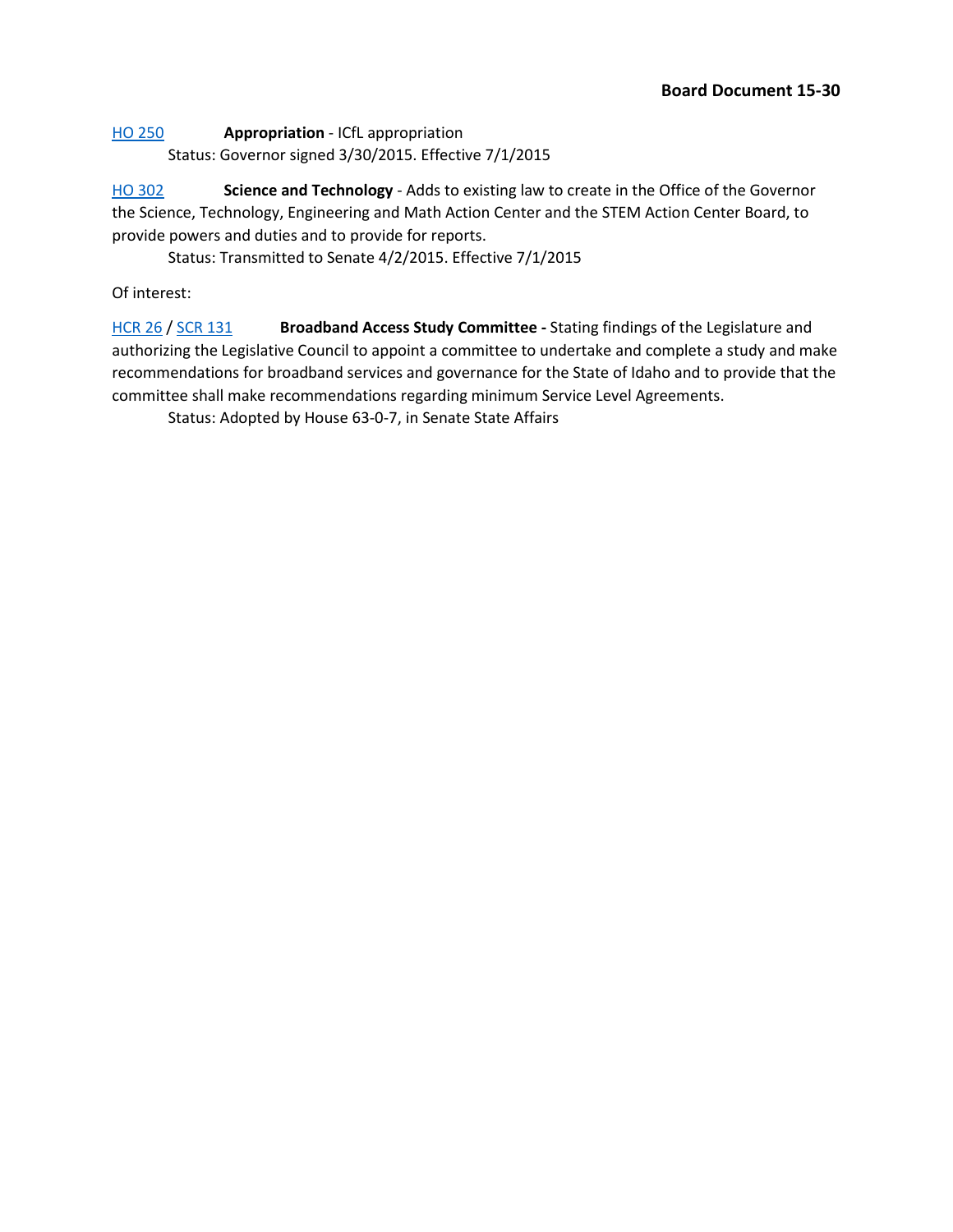**Board Document 15-30**

HO 250 **Appropriation** - ICfL appropriation

Status: Governor signed 3/30/2015. Effective 7/1/2015

HO 302 **Science and Technology** - Adds to existing law to create in the Office of the Governor the Science, Technology, Engineering and Math Action Center and the STEM Action Center Board, to provide powers and duties and to provide for reports.

Status: Transmitted to Senate 4/2/2015. Effective 7/1/2015

Of interest:

HCR 26 / SCR 131 **Broadband Access Study Committee -** Stating findings of the Legislature and authorizing the Legislative Council to appoint a committee to undertake and complete a study and make recommendations for broadband services and governance for the State of Idaho and to provide that the committee shall make recommendations regarding minimum Service Level Agreements.

Status: Adopted by House 63-0-7, in Senate State Affairs